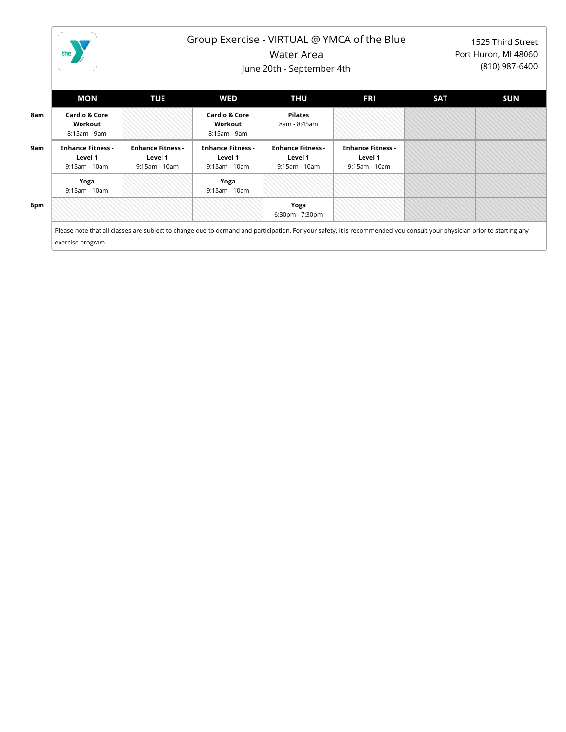# Group Exercise - VIRTUAL @ YMCA of the Blue Water Area

June 20th - September 4th

1525 Third Street
Port Huron, MI 48060
(810) 987-6400

| | MON | TUE | WED | THU | FRI | SAT | SUN |
|---|---|---|---|---|---|---|---|
| 8am | **Cardio & Core Workout** 8:15am - 9am | | **Cardio & Core Workout** 8:15am - 9am | **Pilates** 8am - 8:45am | | | |
| 9am | **Enhance Fitness - Level 1** 9:15am - 10am | **Enhance Fitness - Level 1** 9:15am - 10am | **Enhance Fitness - Level 1** 9:15am - 10am | **Enhance Fitness - Level 1** 9:15am - 10am | **Enhance Fitness - Level 1** 9:15am - 10am | | |
| | **Yoga** 9:15am - 10am | | **Yoga** 9:15am - 10am | | | | |
| 6pm | | | | **Yoga** 6:30pm - 7:30pm | | | |

Please note that all classes are subject to change due to demand and participation. For your safety, it is recommended you consult your physician prior to starting any exercise program.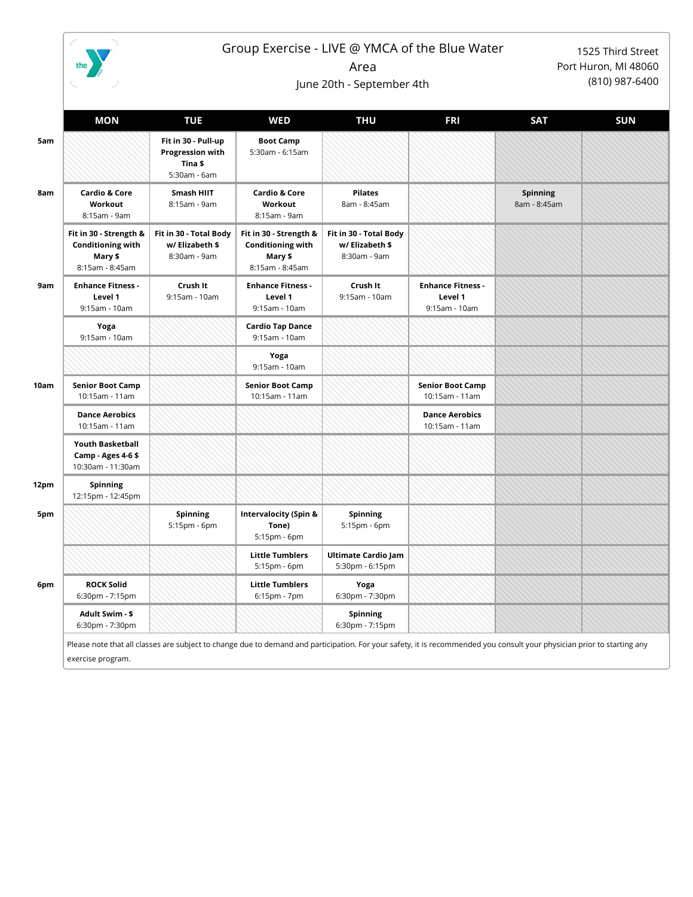# Group Exercise - LIVE @ YMCA of the Blue Water Area

June 20th - September 4th

1525 Third Street
Port Huron, MI 48060
(810) 987-6400

| | MON | TUE | WED | THU | FRI | SAT | SUN |
|---|---|---|---|---|---|---|---|
| 5am | | **Fit in 30 - Pull-up Progression with Tina $** 5:30am - 6am | **Boot Camp** 5:30am - 6:15am | | | | |
| 8am | **Cardio & Core Workout** 8:15am - 9am | **Smash HIIT** 8:15am - 9am | **Cardio & Core Workout** 8:15am - 9am | **Pilates** 8am - 8:45am | | **Spinning** 8am - 8:45am | |
| | **Fit in 30 - Strength & Conditioning with Mary $** 8:15am - 8:45am | **Fit in 30 - Total Body w/ Elizabeth $** 8:30am - 9am | **Fit in 30 - Strength & Conditioning with Mary $** 8:15am - 8:45am | **Fit in 30 - Total Body w/ Elizabeth $** 8:30am - 9am | | | |
| 9am | **Enhance Fitness - Level 1** 9:15am - 10am | **Crush It** 9:15am - 10am | **Enhance Fitness - Level 1** 9:15am - 10am | **Crush It** 9:15am - 10am | **Enhance Fitness - Level 1** 9:15am - 10am | | |
| | **Yoga** 9:15am - 10am | | **Cardio Tap Dance** 9:15am - 10am | | | | |
| | | | **Yoga** 9:15am - 10am | | | | |
| 10am | **Senior Boot Camp** 10:15am - 11am | | **Senior Boot Camp** 10:15am - 11am | | **Senior Boot Camp** 10:15am - 11am | | |
| | **Dance Aerobics** 10:15am - 11am | | | | **Dance Aerobics** 10:15am - 11am | | |
| | **Youth Basketball Camp - Ages 4-6 $** 10:30am - 11:30am | | | | | | |
| 12pm | **Spinning** 12:15pm - 12:45pm | | | | | | |
| 5pm | | **Spinning** 5:15pm - 6pm | **Intervalocity (Spin & Tone)** 5:15pm - 6pm | **Spinning** 5:15pm - 6pm | | | |
| | | | **Little Tumblers** 5:15pm - 6pm | **Ultimate Cardio Jam** 5:30pm - 6:15pm | | | |
| 6pm | **ROCK Solid** 6:30pm - 7:15pm | | **Little Tumblers** 6:15pm - 7pm | **Yoga** 6:30pm - 7:30pm | | | |
| | **Adult Swim - $** 6:30pm - 7:30pm | | | **Spinning** 6:30pm - 7:15pm | | | |

Please note that all classes are subject to change due to demand and participation. For your safety, it is recommended you consult your physician prior to starting any exercise program.